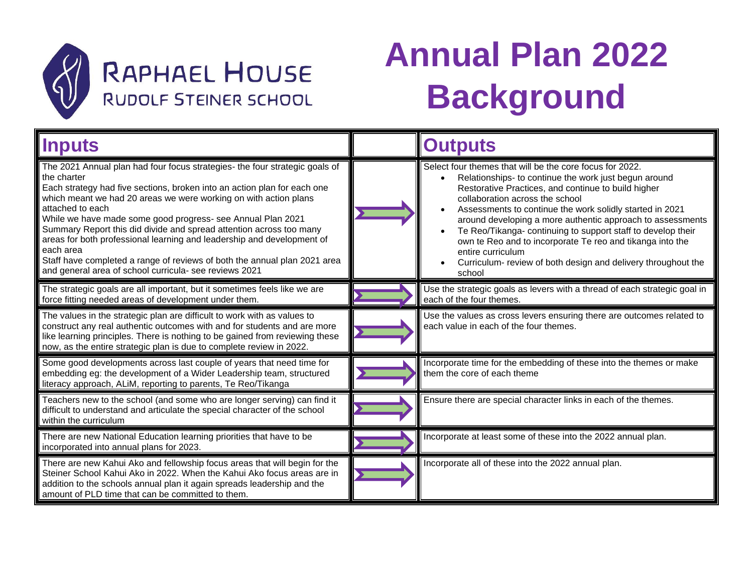Raphael House Rudolf Steiner School

# Annual Plan 2022 Background

| Inputs | | Outputs |
|---|---|---|
| The 2021 Annual plan had four focus strategies- the four strategic goals of the charter<br>Each strategy had five sections, broken into an action plan for each one which meant we had 20 areas we were working on with action plans attached to each<br>While we have made some good progress- see Annual Plan 2021 Summary Report this did divide and spread attention across too many areas for both professional learning and leadership and development of each area<br>Staff have completed a range of reviews of both the annual plan 2021 area and general area of school curricula- see reviews 2021 | → | Select four themes that will be the core focus for 2022.<br>• Relationships- to continue the work just begun around Restorative Practices, and continue to build higher collaboration across the school<br>• Assessments to continue the work solidly started in 2021 around developing a more authentic approach to assessments<br>• Te Reo/Tikanga- continuing to support staff to develop their own te Reo and to incorporate Te reo and tikanga into the entire curriculum<br>• Curriculum- review of both design and delivery throughout the school |
| The strategic goals are all important, but it sometimes feels like we are force fitting needed areas of development under them. | → | Use the strategic goals as levers with a thread of each strategic goal in each of the four themes. |
| The values in the strategic plan are difficult to work with as values to construct any real authentic outcomes with and for students and are more like learning principles. There is nothing to be gained from reviewing these now, as the entire strategic plan is due to complete review in 2022. | → | Use the values as cross levers ensuring there are outcomes related to each value in each of the four themes. |
| Some good developments across last couple of years that need time for embedding eg: the development of a Wider Leadership team, structured literacy approach, ALiM, reporting to parents, Te Reo/Tikanga | → | Incorporate time for the embedding of these into the themes or make them the core of each theme |
| Teachers new to the school (and some who are longer serving) can find it difficult to understand and articulate the special character of the school within the curriculum | → | Ensure there are special character links in each of the themes. |
| There are new National Education learning priorities that have to be incorporated into annual plans for 2023. | → | Incorporate at least some of these into the 2022 annual plan. |
| There are new Kahui Ako and fellowship focus areas that will begin for the Steiner School Kahui Ako in 2022. When the Kahui Ako focus areas are in addition to the schools annual plan it again spreads leadership and the amount of PLD time that can be committed to them. | → | Incorporate all of these into the 2022 annual plan. |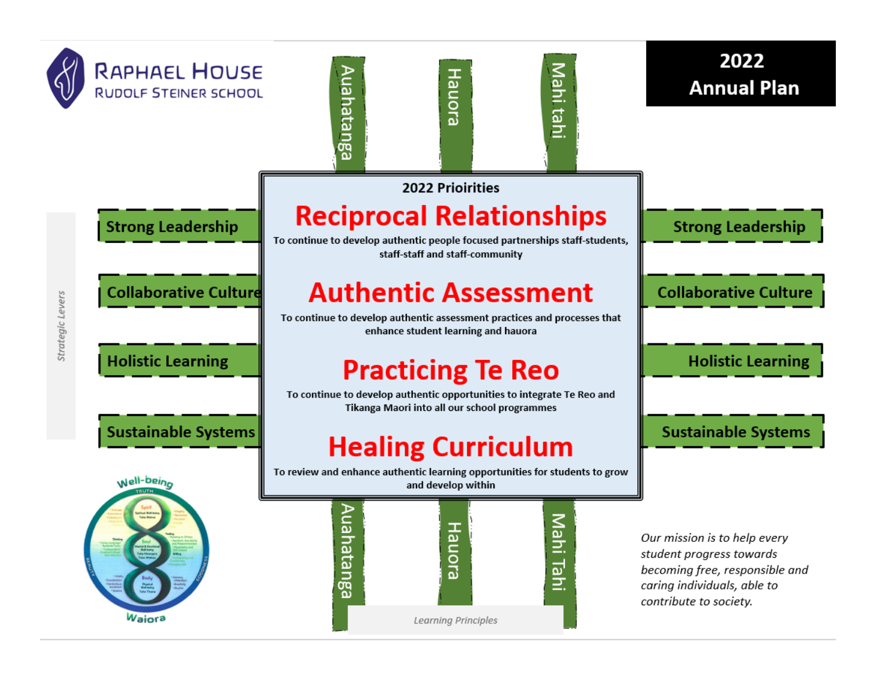# Raphael House Rudolf Steiner School

## 2022 Annual Plan

**Learning Principles:** Auahatanga · Hauora · Mahi tahi

**Strategic Levers:** Strong Leadership · Collaborative Culture · Holistic Learning · Sustainable Systems

### 2022 Prioirities

## Reciprocal Relationships

To continue to develop authentic people focused partnerships staff-students, staff-staff and staff-community

## Authentic Assessment

To continue to develop authentic assessment practices and processes that enhance student learning and hauora

## Practicing Te Reo

To continue to develop authentic opportunities to integrate Te Reo and Tikanga Maori into all our school programmes

## Healing Curriculum

To review and enhance authentic learning opportunities for students to grow and develop within

Well-being — Waiora

*Our mission is to help every student progress towards becoming free, responsible and caring individuals, able to contribute to society.*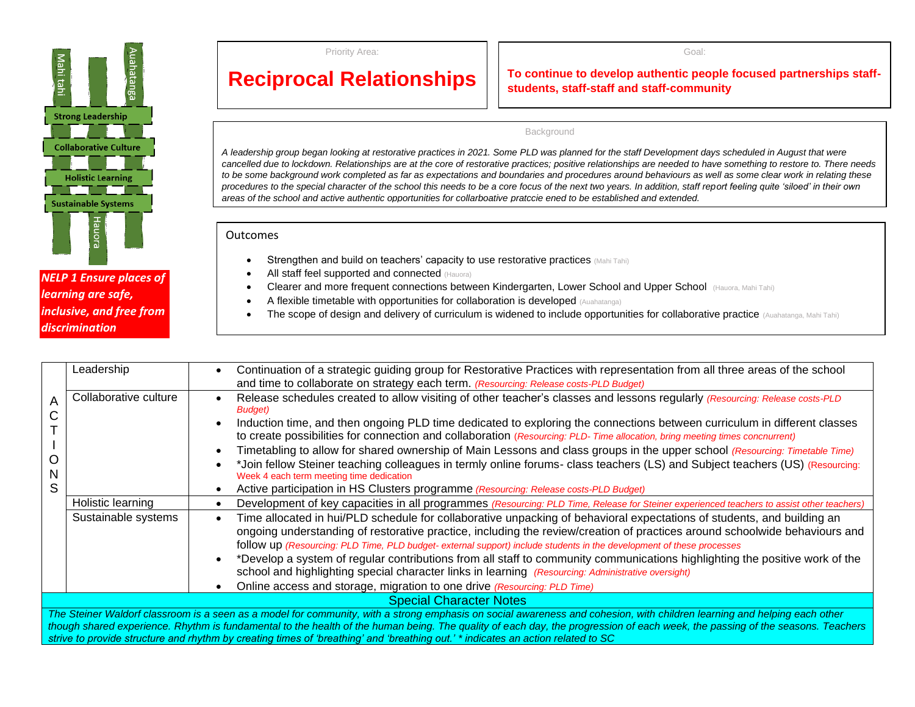Mahi tahi

Auahatanga

Strong Leadership

Collaborative Culture

Holistic Learning

Sustainable Systems

Hauora

***NELP 1 Ensure places of learning are safe, inclusive, and free from discrimination***

Priority Area:

# Reciprocal Relationships

Goal:

**To continue to develop authentic people focused partnerships staff-students, staff-staff and staff-community**

Background

*A leadership group began looking at restorative practices in 2021. Some PLD was planned for the staff Development days scheduled in August that were cancelled due to lockdown. Relationships are at the core of restorative practices; positive relationships are needed to have something to restore to. There needs to be some background work completed as far as expectations and boundaries and procedures around behaviours as well as some clear work in relating these procedures to the special character of the school this needs to be a core focus of the next two years. In addition, staff report feeling quite 'siloed' in their own areas of the school and active authentic opportunities for collarboative pratccie ened to be established and extended.*

## Outcomes

- Strengthen and build on teachers' capacity to use restorative practices (Mahi Tahi)
- All staff feel supported and connected (Hauora)
- Clearer and more frequent connections between Kindergarten, Lower School and Upper School (Hauora, Mahi Tahi)
- A flexible timetable with opportunities for collaboration is developed (Auahatanga)
- The scope of design and delivery of curriculum is widened to include opportunities for collaborative practice (Auahatanga, Mahi Tahi)

| ACTIONS | | |
|---|---|---|
| | Leadership | • Continuation of a strategic guiding group for Restorative Practices with representation from all three areas of the school and time to collaborate on strategy each term. *(Resourcing: Release costs-PLD Budget)* |
| | Collaborative culture | • Release schedules created to allow visiting of other teacher's classes and lessons regularly *(Resourcing: Release costs-PLD Budget)*<br>• Induction time, and then ongoing PLD time dedicated to exploring the connections between curriculum in different classes to create possibilities for connection and collaboration *(Resourcing: PLD- Time allocation, bring meeting times concnurrent)*<br>• Timetabling to allow for shared ownership of Main Lessons and class groups in the upper school *(Resourcing: Timetable Time)*<br>• *Join fellow Steiner teaching colleagues in termly online forums- class teachers (LS) and Subject teachers (US) (Resourcing: Week 4 each term meeting time dedication<br>• Active participation in HS Clusters programme *(Resourcing: Release costs-PLD Budget)* |
| | Holistic learning | • Development of key capacities in all programmes *(Resourcing: PLD Time, Release for Steiner experienced teachers to assist other teachers)* |
| | Sustainable systems | • Time allocated in hui/PLD schedule for collaborative unpacking of behavioral expectations of students, and building an ongoing understanding of restorative practice, including the review/creation of practices around schoolwide behaviours and follow up *(Resourcing: PLD Time, PLD budget- external support) include students in the development of these processes*<br>• *Develop a system of regular contributions from all staff to community communications highlighting the positive work of the school and highlighting special character links in learning *(Resourcing: Administrative oversight)*<br>• Online access and storage, migration to one drive *(Resourcing: PLD Time)* |

**Special Character Notes**

*The Steiner Waldorf classroom is a seen as a model for community, with a strong emphasis on social awareness and cohesion, with children learning and helping each other though shared experience. Rhythm is fundamental to the health of the human being. The quality of each day, the progression of each week, the passing of the seasons. Teachers strive to provide structure and rhythm by creating times of 'breathing' and 'breathing out.' * indicates an action related to SC*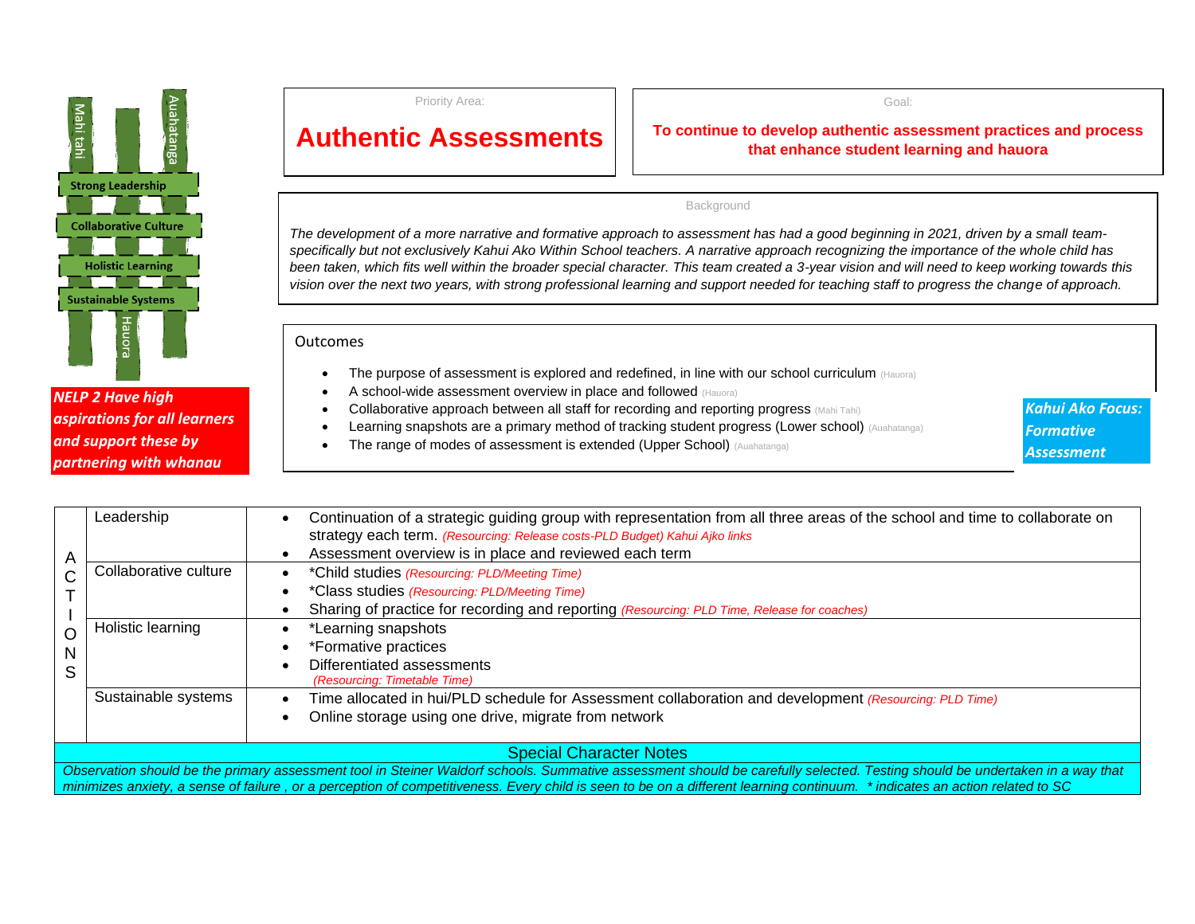Mahi tahi

Auahatanga

Strong Leadership

Collaborative Culture

Holistic Learning

Sustainable Systems

Hauora

***NELP 2 Have high aspirations for all learners and support these by partnering with whanau***

Priority Area:

## Authentic Assessments

Goal:

**To continue to develop authentic assessment practices and process that enhance student learning and hauora**

Background

*The development of a more narrative and formative approach to assessment has had a good beginning in 2021, driven by a small team-specifically but not exclusively Kahui Ako Within School teachers. A narrative approach recognizing the importance of the whole child has been taken, which fits well within the broader special character. This team created a 3-year vision and will need to keep working towards this vision over the next two years, with strong professional learning and support needed for teaching staff to progress the change of approach.*

Outcomes

- The purpose of assessment is explored and redefined, in line with our school curriculum (Hauora)
- A school-wide assessment overview in place and followed (Hauora)
- Collaborative approach between all staff for recording and reporting progress (Mahi Tahi)
- Learning snapshots are a primary method of tracking student progress (Lower school) (Auahatanga)
- The range of modes of assessment is extended (Upper School) (Auahatanga)

***Kahui Ako Focus: Formative Assessment***

| ACTIONS | | |
|---|---|---|
| | Leadership | • Continuation of a strategic guiding group with representation from all three areas of the school and time to collaborate on strategy each term. *(Resourcing: Release costs-PLD Budget) Kahui Ajko links*<br>• Assessment overview is in place and reviewed each term |
| | Collaborative culture | • *Child studies *(Resourcing: PLD/Meeting Time)*<br>• *Class studies *(Resourcing: PLD/Meeting Time)*<br>• Sharing of practice for recording and reporting *(Resourcing: PLD Time, Release for coaches)* |
| | Holistic learning | • *Learning snapshots<br>• *Formative practices<br>• Differentiated assessments<br>*(Resourcing: Timetable Time)* |
| | Sustainable systems | • Time allocated in hui/PLD schedule for Assessment collaboration and development *(Resourcing: PLD Time)*<br>• Online storage using one drive, migrate from network |

**Special Character Notes**

*Observation should be the primary assessment tool in Steiner Waldorf schools. Summative assessment should be carefully selected. Testing should be undertaken in a way that minimizes anxiety, a sense of failure , or a perception of competitiveness. Every child is seen to be on a different learning continuum. * indicates an action related to SC*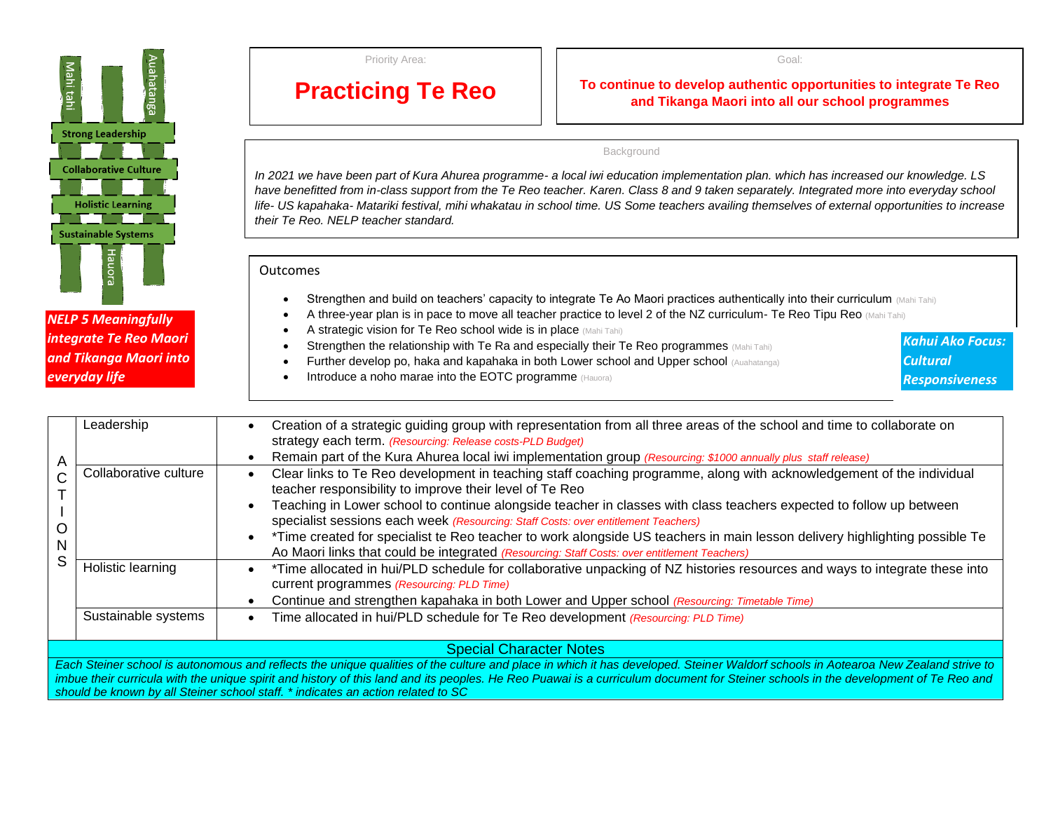Mahi tahi | Auahatanga | Hauora

Strong Leadership

Collaborative Culture

Holistic Learning

Sustainable Systems

***NELP 5 Meaningfully integrate Te Reo Maori and Tikanga Maori into everyday life***

Priority Area:

# Practicing Te Reo

Goal:

**To continue to develop authentic opportunities to integrate Te Reo and Tikanga Maori into all our school programmes**

Background

*In 2021 we have been part of Kura Ahurea programme- a local iwi education implementation plan. which has increased our knowledge. LS have benefitted from in-class support from the Te Reo teacher. Karen. Class 8 and 9 taken separately. Integrated more into everyday school life- US kapahaka- Matariki festival, mihi whakatau in school time. US Some teachers availing themselves of external opportunities to increase their Te Reo. NELP teacher standard.*

Outcomes

- Strengthen and build on teachers' capacity to integrate Te Ao Maori practices authentically into their curriculum (Mahi Tahi)
- A three-year plan is in pace to move all teacher practice to level 2 of the NZ curriculum- Te Reo Tipu Reo (Mahi Tahi)
- A strategic vision for Te Reo school wide is in place (Mahi Tahi)
- Strengthen the relationship with Te Ra and especially their Te Reo programmes (Mahi Tahi)
- Further develop po, haka and kapahaka in both Lower school and Upper school (Auahatanga)
- Introduce a noho marae into the EOTC programme (Hauora)

***Kahui Ako Focus: Cultural Responsiveness***

| ACTIONS | | |
|---|---|---|
| | Leadership | • Creation of a strategic guiding group with representation from all three areas of the school and time to collaborate on strategy each term. *(Resourcing: Release costs-PLD Budget)*<br>• Remain part of the Kura Ahurea local iwi implementation group *(Resourcing: $1000 annually plus staff release)* |
| | Collaborative culture | • Clear links to Te Reo development in teaching staff coaching programme, along with acknowledgement of the individual teacher responsibility to improve their level of Te Reo<br>• Teaching in Lower school to continue alongside teacher in classes with class teachers expected to follow up between specialist sessions each week *(Resourcing: Staff Costs: over entitlement Teachers)*<br>• *Time created for specialist te Reo teacher to work alongside US teachers in main lesson delivery highlighting possible Te Ao Maori links that could be integrated *(Resourcing: Staff Costs: over entitlement Teachers)* |
| | Holistic learning | • *Time allocated in hui/PLD schedule for collaborative unpacking of NZ histories resources and ways to integrate these into current programmes *(Resourcing: PLD Time)*<br>• Continue and strengthen kapahaka in both Lower and Upper school *(Resourcing: Timetable Time)* |
| | Sustainable systems | • Time allocated in hui/PLD schedule for Te Reo development *(Resourcing: PLD Time)* |

**Special Character Notes**

*Each Steiner school is autonomous and reflects the unique qualities of the culture and place in which it has developed. Steiner Waldorf schools in Aotearoa New Zealand strive to imbue their curricula with the unique spirit and history of this land and its peoples. He Reo Puawai is a curriculum document for Steiner schools in the development of Te Reo and should be known by all Steiner school staff. * indicates an action related to SC*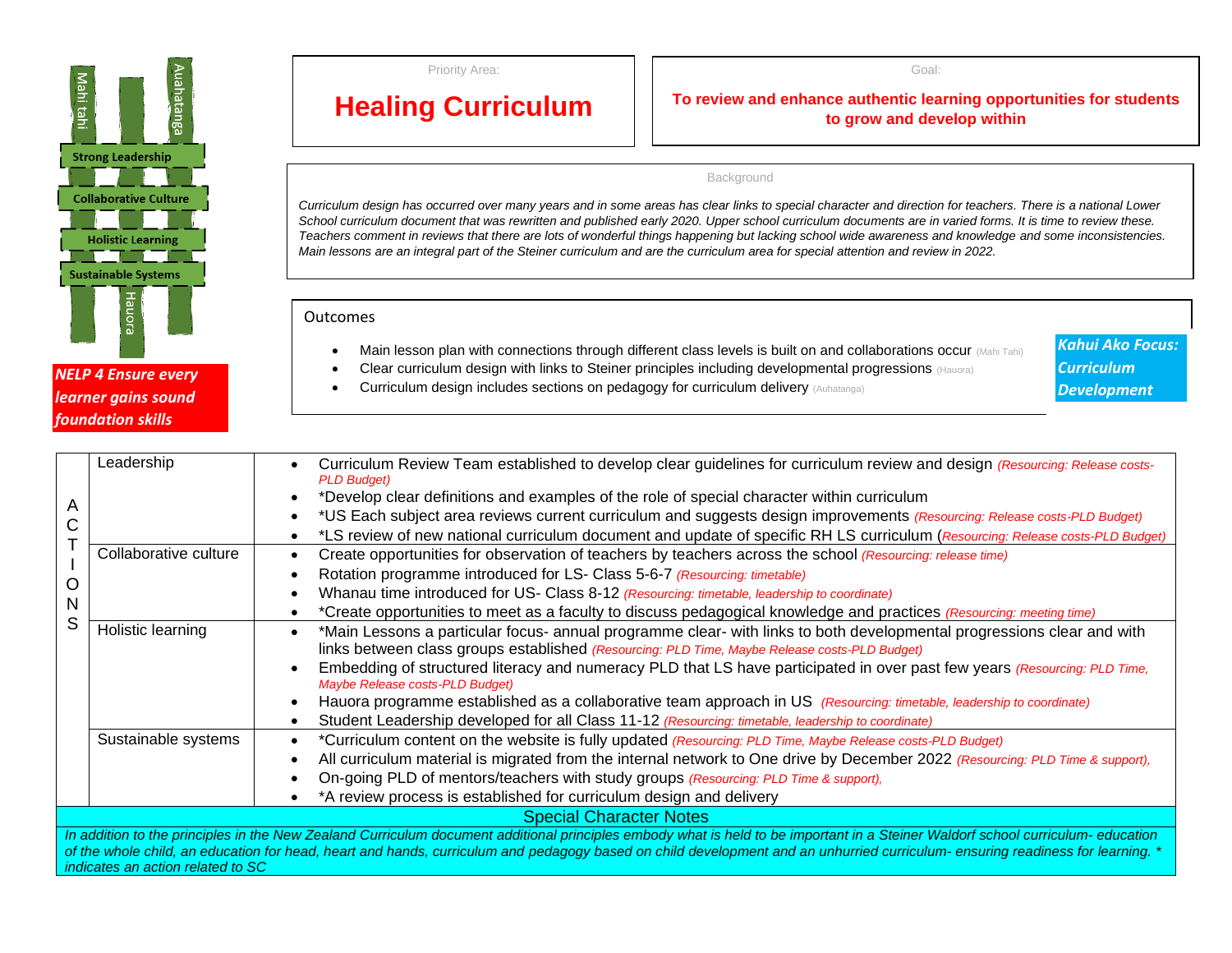Mahi tahi

Auahatanga

Strong Leadership

Collaborative Culture

Holistic Learning

Sustainable Systems

Hauora

***NELP 4 Ensure every learner gains sound foundation skills***

Priority Area:

# Healing Curriculum

Goal:

**To review and enhance authentic learning opportunities for students to grow and develop within**

Background

*Curriculum design has occurred over many years and in some areas has clear links to special character and direction for teachers. There is a national Lower School curriculum document that was rewritten and published early 2020. Upper school curriculum documents are in varied forms. It is time to review these. Teachers comment in reviews that there are lots of wonderful things happening but lacking school wide awareness and knowledge and some inconsistencies. Main lessons are an integral part of the Steiner curriculum and are the curriculum area for special attention and review in 2022.*

## Outcomes

- Main lesson plan with connections through different class levels is built on and collaborations occur (Mahi Tahi)
- Clear curriculum design with links to Steiner principles including developmental progressions (Hauora)
- Curriculum design includes sections on pedagogy for curriculum delivery (Auhatanga)

***Kahui Ako Focus: Curriculum Development***

| | | |
|---|---|---|
| ACTIONS | Leadership | • Curriculum Review Team established to develop clear guidelines for curriculum review and design *(Resourcing: Release costs-PLD Budget)*<br>• *Develop clear definitions and examples of the role of special character within curriculum<br>• *US Each subject area reviews current curriculum and suggests design improvements *(Resourcing: Release costs-PLD Budget)*<br>• *LS review of new national curriculum document and update of specific RH LS curriculum (*Resourcing: Release costs-PLD Budget)* |
| | Collaborative culture | • Create opportunities for observation of teachers by teachers across the school *(Resourcing: release time)*<br>• Rotation programme introduced for LS- Class 5-6-7 *(Resourcing: timetable)*<br>• Whanau time introduced for US- Class 8-12 *(Resourcing: timetable, leadership to coordinate)*<br>• *Create opportunities to meet as a faculty to discuss pedagogical knowledge and practices *(Resourcing: meeting time)* |
| | Holistic learning | • *Main Lessons a particular focus- annual programme clear- with links to both developmental progressions clear and with links between class groups established *(Resourcing: PLD Time, Maybe Release costs-PLD Budget)*<br>• Embedding of structured literacy and numeracy PLD that LS have participated in over past few years *(Resourcing: PLD Time, Maybe Release costs-PLD Budget)*<br>• Hauora programme established as a collaborative team approach in US *(Resourcing: timetable, leadership to coordinate)*<br>• Student Leadership developed for all Class 11-12 *(Resourcing: timetable, leadership to coordinate)* |
| | Sustainable systems | • *Curriculum content on the website is fully updated *(Resourcing: PLD Time, Maybe Release costs-PLD Budget)*<br>• All curriculum material is migrated from the internal network to One drive by December 2022 *(Resourcing: PLD Time & support),*<br>• On-going PLD of mentors/teachers with study groups *(Resourcing: PLD Time & support),*<br>• *A review process is established for curriculum design and delivery |

Special Character Notes

*In addition to the principles in the New Zealand Curriculum document additional principles embody what is held to be important in a Steiner Waldorf school curriculum- education of the whole child, an education for head, heart and hands, curriculum and pedagogy based on child development and an unhurried curriculum- ensuring readiness for learning. * indicates an action related to SC*